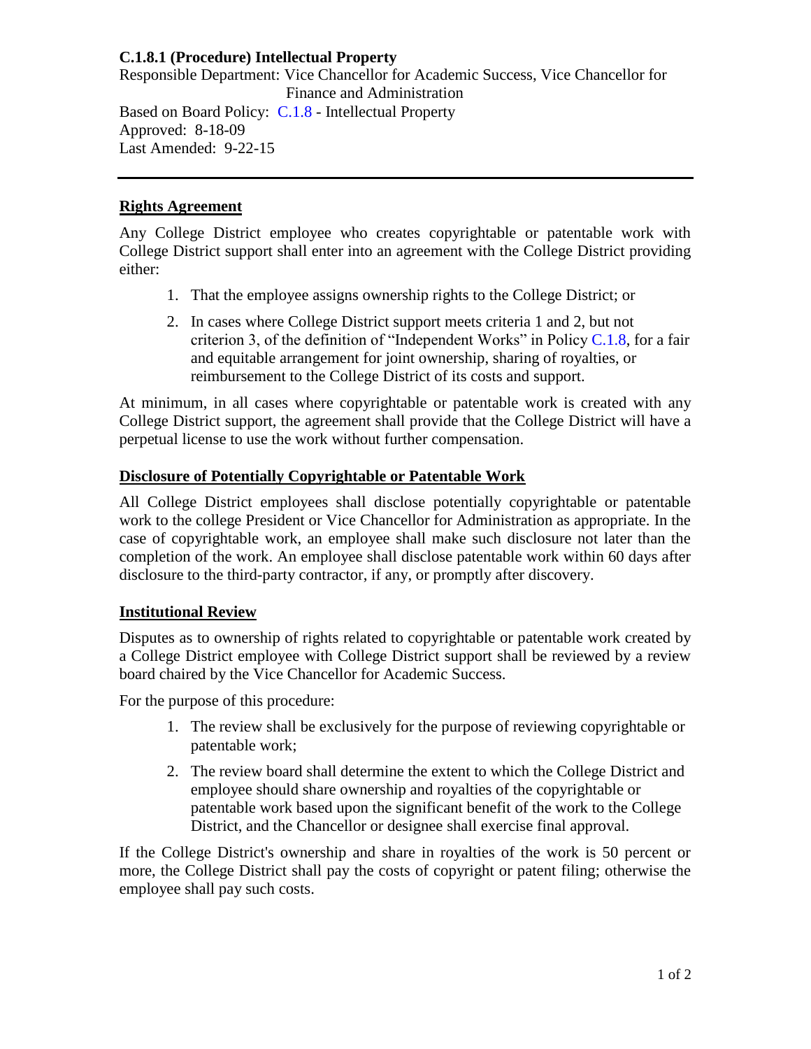**C.1.8.1 (Procedure) Intellectual Property**

Responsible Department: Vice Chancellor for Academic Success, Vice Chancellor for Finance and Administration

Based on Board Policy: C.1.8 - Intellectual Property

Approved: 8-18-09

Last Amended: 9-22-15

---

## Rights Agreement

Any College District employee who creates copyrightable or patentable work with College District support shall enter into an agreement with the College District providing either:

1. That the employee assigns ownership rights to the College District; or
2. In cases where College District support meets criteria 1 and 2, but not criterion 3, of the definition of "Independent Works" in Policy C.1.8, for a fair and equitable arrangement for joint ownership, sharing of royalties, or reimbursement to the College District of its costs and support.

At minimum, in all cases where copyrightable or patentable work is created with any College District support, the agreement shall provide that the College District will have a perpetual license to use the work without further compensation.

## Disclosure of Potentially Copyrightable or Patentable Work

All College District employees shall disclose potentially copyrightable or patentable work to the college President or Vice Chancellor for Administration as appropriate. In the case of copyrightable work, an employee shall make such disclosure not later than the completion of the work. An employee shall disclose patentable work within 60 days after disclosure to the third-party contractor, if any, or promptly after discovery.

## Institutional Review

Disputes as to ownership of rights related to copyrightable or patentable work created by a College District employee with College District support shall be reviewed by a review board chaired by the Vice Chancellor for Academic Success.

For the purpose of this procedure:

1. The review shall be exclusively for the purpose of reviewing copyrightable or patentable work;
2. The review board shall determine the extent to which the College District and employee should share ownership and royalties of the copyrightable or patentable work based upon the significant benefit of the work to the College District, and the Chancellor or designee shall exercise final approval.

If the College District's ownership and share in royalties of the work is 50 percent or more, the College District shall pay the costs of copyright or patent filing; otherwise the employee shall pay such costs.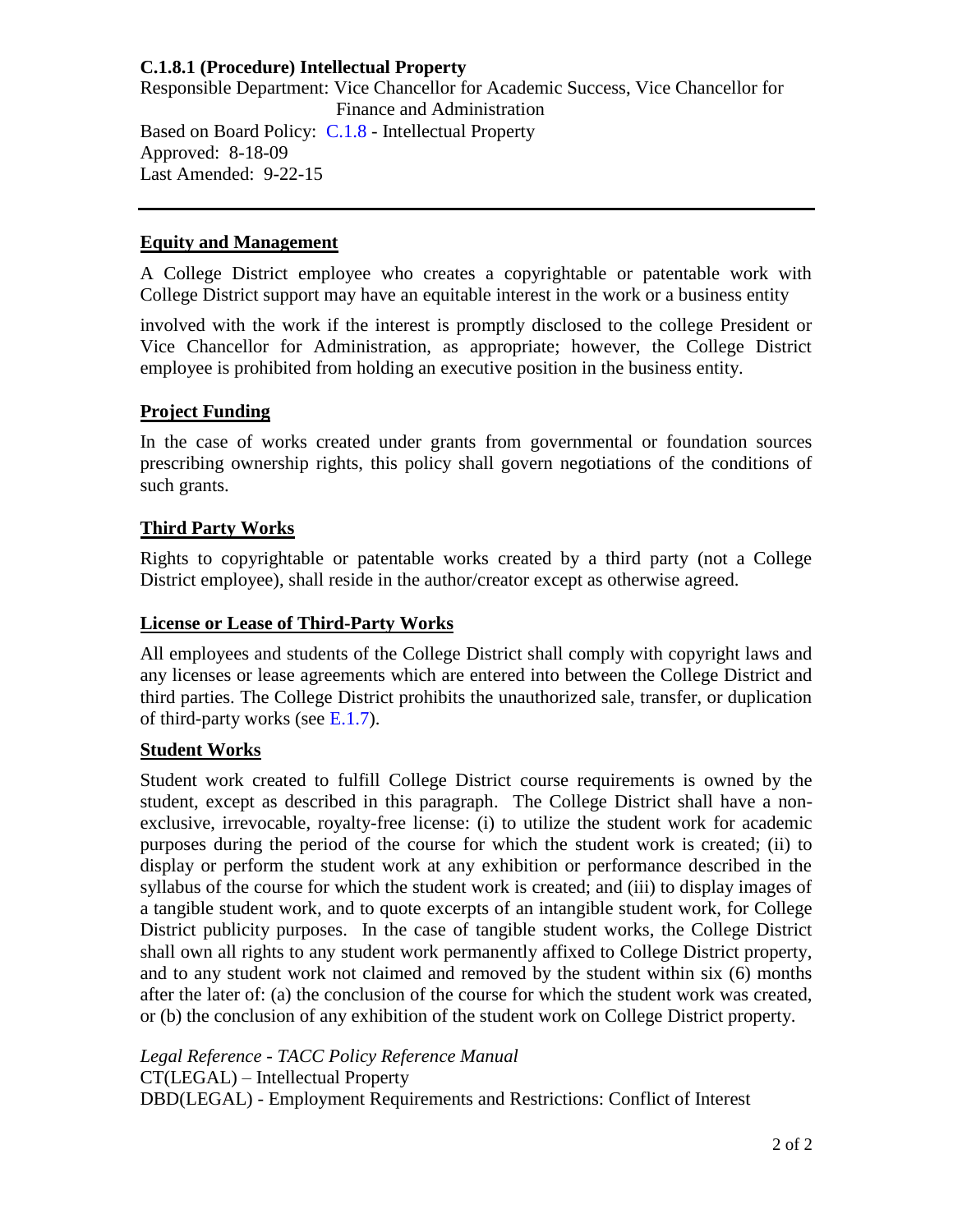**C.1.8.1 (Procedure) Intellectual Property**

Responsible Department: Vice Chancellor for Academic Success, Vice Chancellor for Finance and Administration

Based on Board Policy: C.1.8 - Intellectual Property

Approved: 8-18-09

Last Amended: 9-22-15

---

## Equity and Management

A College District employee who creates a copyrightable or patentable work with College District support may have an equitable interest in the work or a business entity involved with the work if the interest is promptly disclosed to the college President or Vice Chancellor for Administration, as appropriate; however, the College District employee is prohibited from holding an executive position in the business entity.

## Project Funding

In the case of works created under grants from governmental or foundation sources prescribing ownership rights, this policy shall govern negotiations of the conditions of such grants.

## Third Party Works

Rights to copyrightable or patentable works created by a third party (not a College District employee), shall reside in the author/creator except as otherwise agreed.

## License or Lease of Third-Party Works

All employees and students of the College District shall comply with copyright laws and any licenses or lease agreements which are entered into between the College District and third parties. The College District prohibits the unauthorized sale, transfer, or duplication of third-party works (see E.1.7).

## Student Works

Student work created to fulfill College District course requirements is owned by the student, except as described in this paragraph. The College District shall have a non-exclusive, irrevocable, royalty-free license: (i) to utilize the student work for academic purposes during the period of the course for which the student work is created; (ii) to display or perform the student work at any exhibition or performance described in the syllabus of the course for which the student work is created; and (iii) to display images of a tangible student work, and to quote excerpts of an intangible student work, for College District publicity purposes. In the case of tangible student works, the College District shall own all rights to any student work permanently affixed to College District property, and to any student work not claimed and removed by the student within six (6) months after the later of: (a) the conclusion of the course for which the student work was created, or (b) the conclusion of any exhibition of the student work on College District property.

*Legal Reference - TACC Policy Reference Manual*

CT(LEGAL) – Intellectual Property

DBD(LEGAL) - Employment Requirements and Restrictions: Conflict of Interest